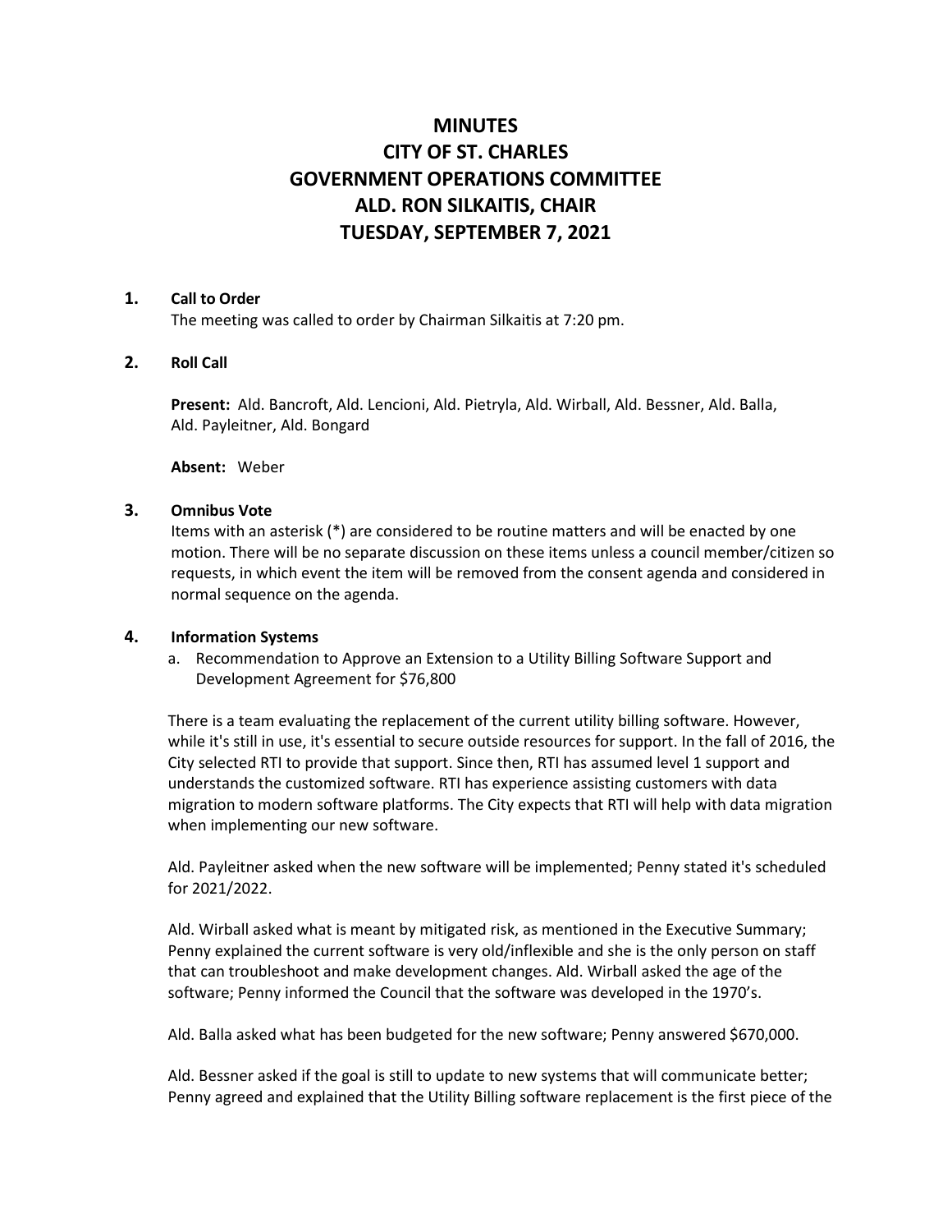# MINUTES
# CITY OF ST. CHARLES
# GOVERNMENT OPERATIONS COMMITTEE
# ALD. RON SILKAITIS, CHAIR
# TUESDAY, SEPTEMBER 7, 2021

**1. Call to Order**

The meeting was called to order by Chairman Silkaitis at 7:20 pm.

**2. Roll Call**

**Present:** Ald. Bancroft, Ald. Lencioni, Ald. Pietryla, Ald. Wirball, Ald. Bessner, Ald. Balla, Ald. Payleitner, Ald. Bongard

**Absent:** Weber

**3. Omnibus Vote**

Items with an asterisk (*) are considered to be routine matters and will be enacted by one motion. There will be no separate discussion on these items unless a council member/citizen so requests, in which event the item will be removed from the consent agenda and considered in normal sequence on the agenda.

**4. Information Systems**

a. Recommendation to Approve an Extension to a Utility Billing Software Support and Development Agreement for $76,800

There is a team evaluating the replacement of the current utility billing software. However, while it's still in use, it's essential to secure outside resources for support. In the fall of 2016, the City selected RTI to provide that support. Since then, RTI has assumed level 1 support and understands the customized software. RTI has experience assisting customers with data migration to modern software platforms. The City expects that RTI will help with data migration when implementing our new software.

Ald. Payleitner asked when the new software will be implemented; Penny stated it's scheduled for 2021/2022.

Ald. Wirball asked what is meant by mitigated risk, as mentioned in the Executive Summary; Penny explained the current software is very old/inflexible and she is the only person on staff that can troubleshoot and make development changes. Ald. Wirball asked the age of the software; Penny informed the Council that the software was developed in the 1970's.

Ald. Balla asked what has been budgeted for the new software; Penny answered $670,000.

Ald. Bessner asked if the goal is still to update to new systems that will communicate better; Penny agreed and explained that the Utility Billing software replacement is the first piece of the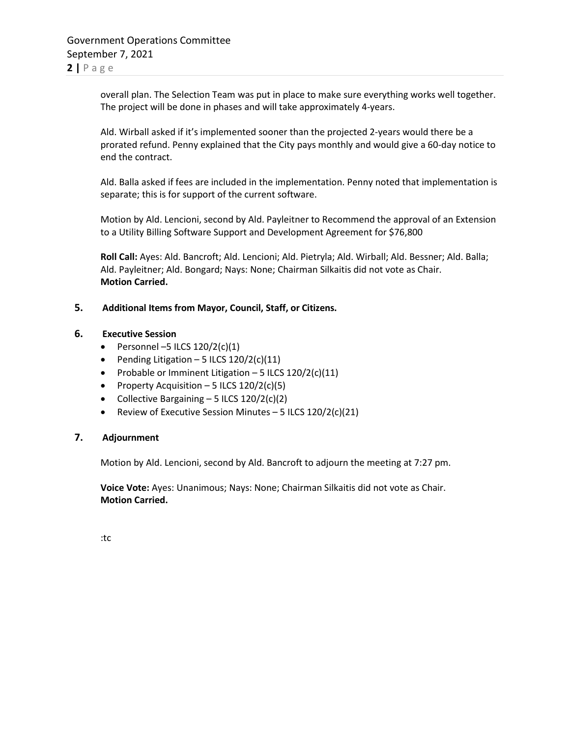overall plan. The Selection Team was put in place to make sure everything works well together. The project will be done in phases and will take approximately 4-years.

Ald. Wirball asked if it's implemented sooner than the projected 2-years would there be a prorated refund. Penny explained that the City pays monthly and would give a 60-day notice to end the contract.

Ald. Balla asked if fees are included in the implementation. Penny noted that implementation is separate; this is for support of the current software.

Motion by Ald. Lencioni, second by Ald. Payleitner to Recommend the approval of an Extension to a Utility Billing Software Support and Development Agreement for $76,800

**Roll Call:** Ayes: Ald. Bancroft; Ald. Lencioni; Ald. Pietryla; Ald. Wirball; Ald. Bessner; Ald. Balla; Ald. Payleitner; Ald. Bongard; Nays: None; Chairman Silkaitis did not vote as Chair.
**Motion Carried.**

**5. Additional Items from Mayor, Council, Staff, or Citizens.**

**6. Executive Session**

- Personnel –5 ILCS 120/2(c)(1)
- Pending Litigation – 5 ILCS 120/2(c)(11)
- Probable or Imminent Litigation – 5 ILCS 120/2(c)(11)
- Property Acquisition – 5 ILCS 120/2(c)(5)
- Collective Bargaining – 5 ILCS 120/2(c)(2)
- Review of Executive Session Minutes – 5 ILCS 120/2(c)(21)

**7. Adjournment**

Motion by Ald. Lencioni, second by Ald. Bancroft to adjourn the meeting at 7:27 pm.

**Voice Vote:** Ayes: Unanimous; Nays: None; Chairman Silkaitis did not vote as Chair.
**Motion Carried.**

:tc